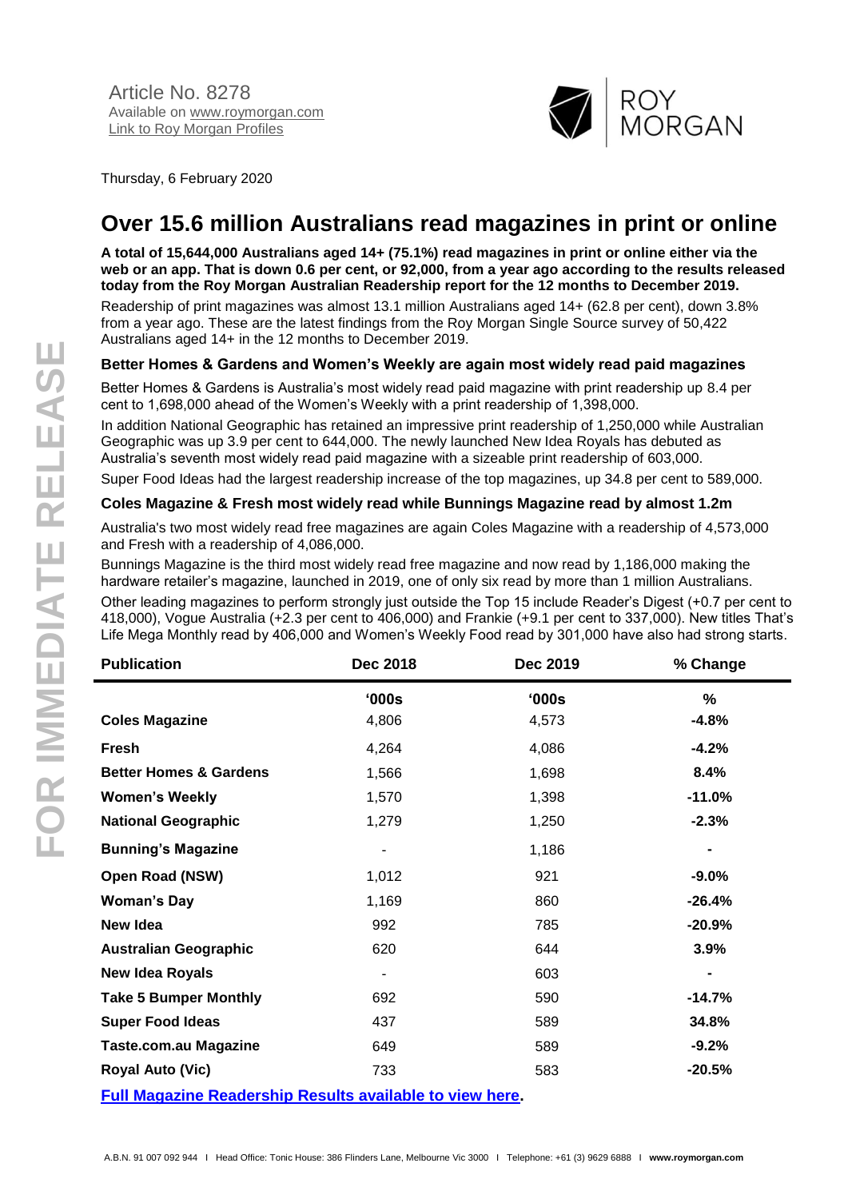Article No. 8278
Available on [www.roymorgan.com](www.roymorgan.com)
[Link to Roy Morgan Profiles]()

Thursday, 6 February 2020

# Over 15.6 million Australians read magazines in print or online

**A total of 15,644,000 Australians aged 14+ (75.1%) read magazines in print or online either via the web or an app. That is down 0.6 per cent, or 92,000, from a year ago according to the results released today from the Roy Morgan Australian Readership report for the 12 months to December 2019.**

Readership of print magazines was almost 13.1 million Australians aged 14+ (62.8 per cent), down 3.8% from a year ago. These are the latest findings from the Roy Morgan Single Source survey of 50,422 Australians aged 14+ in the 12 months to December 2019.

### Better Homes & Gardens and Women's Weekly are again most widely read paid magazines

Better Homes & Gardens is Australia's most widely read paid magazine with print readership up 8.4 per cent to 1,698,000 ahead of the Women's Weekly with a print readership of 1,398,000.

In addition National Geographic has retained an impressive print readership of 1,250,000 while Australian Geographic was up 3.9 per cent to 644,000. The newly launched New Idea Royals has debuted as Australia's seventh most widely read paid magazine with a sizeable print readership of 603,000.

Super Food Ideas had the largest readership increase of the top magazines, up 34.8 per cent to 589,000.

### Coles Magazine & Fresh most widely read while Bunnings Magazine read by almost 1.2m

Australia's two most widely read free magazines are again Coles Magazine with a readership of 4,573,000 and Fresh with a readership of 4,086,000.

Bunnings Magazine is the third most widely read free magazine and now read by 1,186,000 making the hardware retailer's magazine, launched in 2019, one of only six read by more than 1 million Australians.

Other leading magazines to perform strongly just outside the Top 15 include Reader's Digest (+0.7 per cent to 418,000), Vogue Australia (+2.3 per cent to 406,000) and Frankie (+9.1 per cent to 337,000). New titles That's Life Mega Monthly read by 406,000 and Women's Weekly Food read by 301,000 have also had strong starts.

| Publication | Dec 2018 | Dec 2019 | % Change |
|---|---|---|---|
| | **'000s** | **'000s** | **%** |
| **Coles Magazine** | 4,806 | 4,573 | **-4.8%** |
| **Fresh** | 4,264 | 4,086 | **-4.2%** |
| **Better Homes & Gardens** | 1,566 | 1,698 | **8.4%** |
| **Women's Weekly** | 1,570 | 1,398 | **-11.0%** |
| **National Geographic** | 1,279 | 1,250 | **-2.3%** |
| **Bunning's Magazine** | - | 1,186 | **-** |
| **Open Road (NSW)** | 1,012 | 921 | **-9.0%** |
| **Woman's Day** | 1,169 | 860 | **-26.4%** |
| **New Idea** | 992 | 785 | **-20.9%** |
| **Australian Geographic** | 620 | 644 | **3.9%** |
| **New Idea Royals** | - | 603 | **-** |
| **Take 5 Bumper Monthly** | 692 | 590 | **-14.7%** |
| **Super Food Ideas** | 437 | 589 | **34.8%** |
| **Taste.com.au Magazine** | 649 | 589 | **-9.2%** |
| **Royal Auto (Vic)** | 733 | 583 | **-20.5%** |

**[Full Magazine Readership Results available to view here]().**

A.B.N. 91 007 092 944 I Head Office: Tonic House: 386 Flinders Lane, Melbourne Vic 3000 I Telephone: +61 (3) 9629 6888 I **www.roymorgan.com**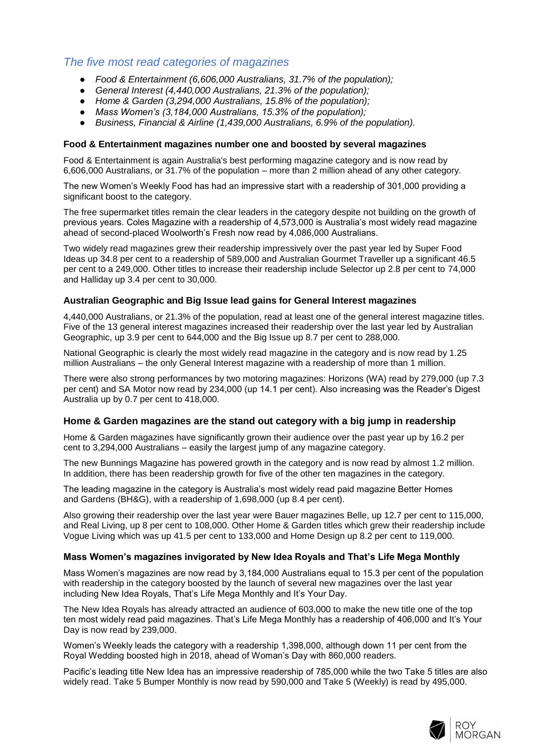## *The five most read categories of magazines*

- *Food & Entertainment (6,606,000 Australians, 31.7% of the population);*
- *General Interest (4,440,000 Australians, 21.3% of the population);*
- *Home & Garden (3,294,000 Australians, 15.8% of the population);*
- *Mass Women's (3,184,000 Australians, 15.3% of the population);*
- *Business, Financial & Airline (1,439,000 Australians, 6.9% of the population).*

### Food & Entertainment magazines number one and boosted by several magazines

Food & Entertainment is again Australia's best performing magazine category and is now read by 6,606,000 Australians, or 31.7% of the population – more than 2 million ahead of any other category.

The new Women's Weekly Food has had an impressive start with a readership of 301,000 providing a significant boost to the category.

The free supermarket titles remain the clear leaders in the category despite not building on the growth of previous years. Coles Magazine with a readership of 4,573,000 is Australia's most widely read magazine ahead of second-placed Woolworth's Fresh now read by 4,086,000 Australians.

Two widely read magazines grew their readership impressively over the past year led by Super Food Ideas up 34.8 per cent to a readership of 589,000 and Australian Gourmet Traveller up a significant 46.5 per cent to a 249,000. Other titles to increase their readership include Selector up 2.8 per cent to 74,000 and Halliday up 3.4 per cent to 30,000.

### Australian Geographic and Big Issue lead gains for General Interest magazines

4,440,000 Australians, or 21.3% of the population, read at least one of the general interest magazine titles. Five of the 13 general interest magazines increased their readership over the last year led by Australian Geographic, up 3.9 per cent to 644,000 and the Big Issue up 8.7 per cent to 288,000.

National Geographic is clearly the most widely read magazine in the category and is now read by 1.25 million Australians – the only General Interest magazine with a readership of more than 1 million.

There were also strong performances by two motoring magazines: Horizons (WA) read by 279,000 (up 7.3 per cent) and SA Motor now read by 234,000 (up 14.1 per cent). Also increasing was the Reader's Digest Australia up by 0.7 per cent to 418,000.

### Home & Garden magazines are the stand out category with a big jump in readership

Home & Garden magazines have significantly grown their audience over the past year up by 16.2 per cent to 3,294,000 Australians – easily the largest jump of any magazine category.

The new Bunnings Magazine has powered growth in the category and is now read by almost 1.2 million. In addition, there has been readership growth for five of the other ten magazines in the category.

The leading magazine in the category is Australia's most widely read paid magazine Better Homes and Gardens (BH&G), with a readership of 1,698,000 (up 8.4 per cent).

Also growing their readership over the last year were Bauer magazines Belle, up 12.7 per cent to 115,000, and Real Living, up 8 per cent to 108,000. Other Home & Garden titles which grew their readership include Vogue Living which was up 41.5 per cent to 133,000 and Home Design up 8.2 per cent to 119,000.

### Mass Women's magazines invigorated by New Idea Royals and That's Life Mega Monthly

Mass Women's magazines are now read by 3,184,000 Australians equal to 15.3 per cent of the population with readership in the category boosted by the launch of several new magazines over the last year including New Idea Royals, That's Life Mega Monthly and It's Your Day.

The New Idea Royals has already attracted an audience of 603,000 to make the new title one of the top ten most widely read paid magazines. That's Life Mega Monthly has a readership of 406,000 and It's Your Day is now read by 239,000.

Women's Weekly leads the category with a readership 1,398,000, although down 11 per cent from the Royal Wedding boosted high in 2018, ahead of Woman's Day with 860,000 readers.

Pacific's leading title New Idea has an impressive readership of 785,000 while the two Take 5 titles are also widely read. Take 5 Bumper Monthly is now read by 590,000 and Take 5 (Weekly) is read by 495,000.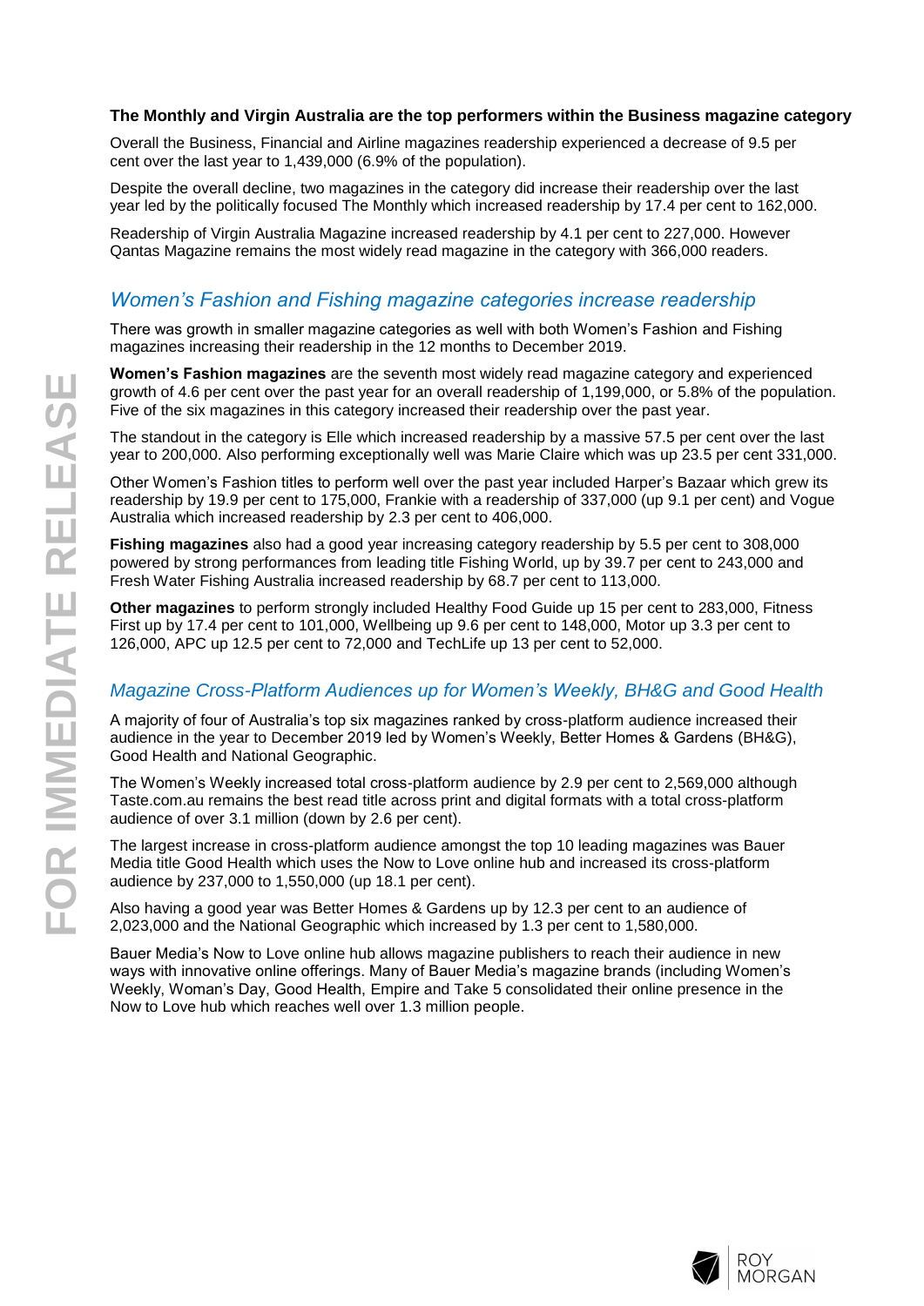**The Monthly and Virgin Australia are the top performers within the Business magazine category**

Overall the Business, Financial and Airline magazines readership experienced a decrease of 9.5 per cent over the last year to 1,439,000 (6.9% of the population).

Despite the overall decline, two magazines in the category did increase their readership over the last year led by the politically focused The Monthly which increased readership by 17.4 per cent to 162,000.

Readership of Virgin Australia Magazine increased readership by 4.1 per cent to 227,000. However Qantas Magazine remains the most widely read magazine in the category with 366,000 readers.

## *Women's Fashion and Fishing magazine categories increase readership*

There was growth in smaller magazine categories as well with both Women's Fashion and Fishing magazines increasing their readership in the 12 months to December 2019.

**Women's Fashion magazines** are the seventh most widely read magazine category and experienced growth of 4.6 per cent over the past year for an overall readership of 1,199,000, or 5.8% of the population. Five of the six magazines in this category increased their readership over the past year.

The standout in the category is Elle which increased readership by a massive 57.5 per cent over the last year to 200,000. Also performing exceptionally well was Marie Claire which was up 23.5 per cent 331,000.

Other Women's Fashion titles to perform well over the past year included Harper's Bazaar which grew its readership by 19.9 per cent to 175,000, Frankie with a readership of 337,000 (up 9.1 per cent) and Vogue Australia which increased readership by 2.3 per cent to 406,000.

**Fishing magazines** also had a good year increasing category readership by 5.5 per cent to 308,000 powered by strong performances from leading title Fishing World, up by 39.7 per cent to 243,000 and Fresh Water Fishing Australia increased readership by 68.7 per cent to 113,000.

**Other magazines** to perform strongly included Healthy Food Guide up 15 per cent to 283,000, Fitness First up by 17.4 per cent to 101,000, Wellbeing up 9.6 per cent to 148,000, Motor up 3.3 per cent to 126,000, APC up 12.5 per cent to 72,000 and TechLife up 13 per cent to 52,000.

## *Magazine Cross-Platform Audiences up for Women's Weekly, BH&G and Good Health*

A majority of four of Australia's top six magazines ranked by cross-platform audience increased their audience in the year to December 2019 led by Women's Weekly, Better Homes & Gardens (BH&G), Good Health and National Geographic.

The Women's Weekly increased total cross-platform audience by 2.9 per cent to 2,569,000 although Taste.com.au remains the best read title across print and digital formats with a total cross-platform audience of over 3.1 million (down by 2.6 per cent).

The largest increase in cross-platform audience amongst the top 10 leading magazines was Bauer Media title Good Health which uses the Now to Love online hub and increased its cross-platform audience by 237,000 to 1,550,000 (up 18.1 per cent).

Also having a good year was Better Homes & Gardens up by 12.3 per cent to an audience of 2,023,000 and the National Geographic which increased by 1.3 per cent to 1,580,000.

Bauer Media's Now to Love online hub allows magazine publishers to reach their audience in new ways with innovative online offerings. Many of Bauer Media's magazine brands (including Women's Weekly, Woman's Day, Good Health, Empire and Take 5 consolidated their online presence in the Now to Love hub which reaches well over 1.3 million people.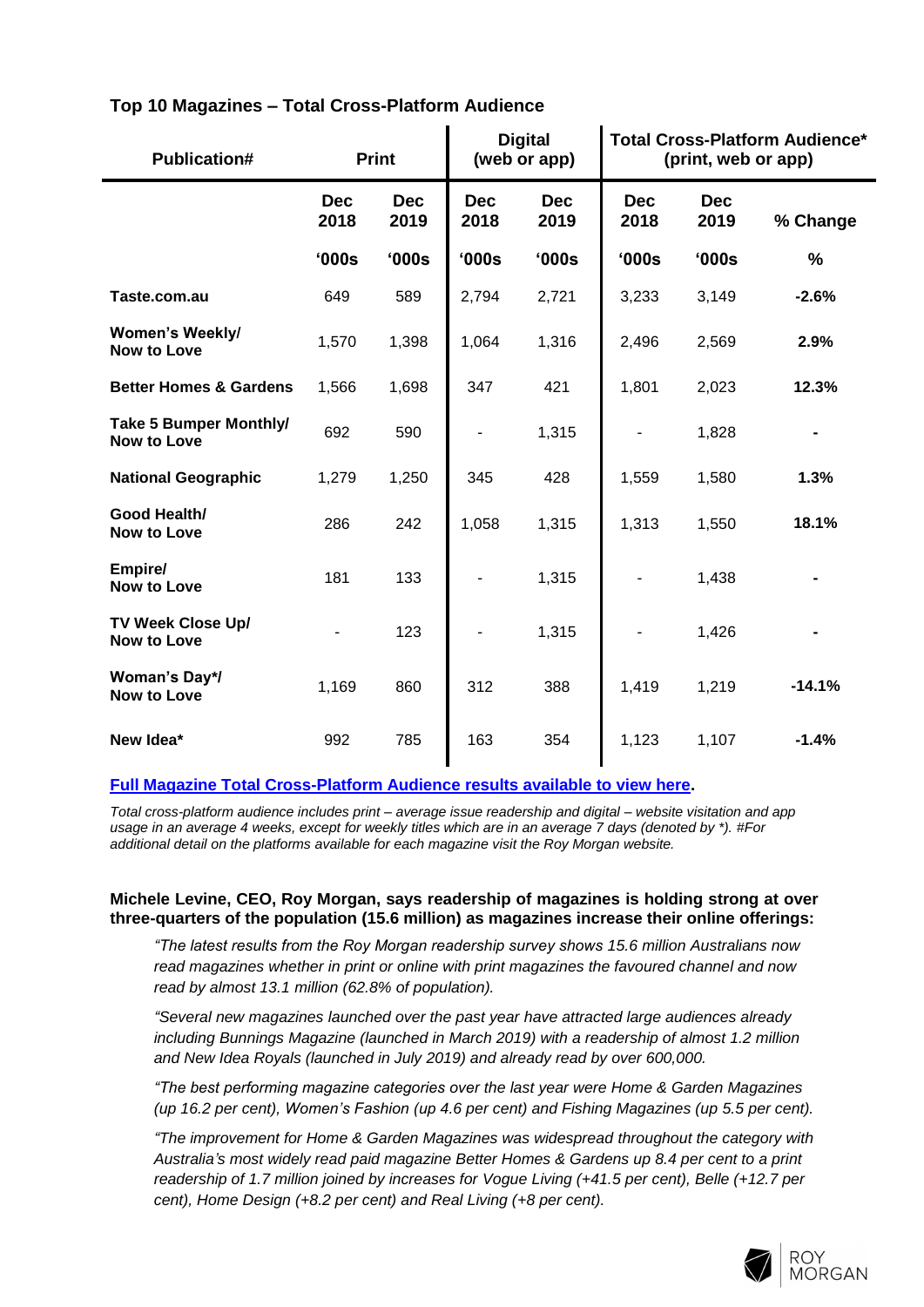### Top 10 Magazines – Total Cross-Platform Audience

| Publication# | Print | | Digital (web or app) | | Total Cross-Platform Audience* (print, web or app) | | |
|---|---|---|---|---|---|---|---|
| | Dec 2018 | Dec 2019 | Dec 2018 | Dec 2019 | Dec 2018 | Dec 2019 | % Change |
| | '000s | '000s | '000s | '000s | '000s | '000s | % |
| **Taste.com.au** | 649 | 589 | 2,794 | 2,721 | 3,233 | 3,149 | **-2.6%** |
| **Women's Weekly/ Now to Love** | 1,570 | 1,398 | 1,064 | 1,316 | 2,496 | 2,569 | **2.9%** |
| **Better Homes & Gardens** | 1,566 | 1,698 | 347 | 421 | 1,801 | 2,023 | **12.3%** |
| **Take 5 Bumper Monthly/ Now to Love** | 692 | 590 | - | 1,315 | - | 1,828 | **-** |
| **National Geographic** | 1,279 | 1,250 | 345 | 428 | 1,559 | 1,580 | **1.3%** |
| **Good Health/ Now to Love** | 286 | 242 | 1,058 | 1,315 | 1,313 | 1,550 | **18.1%** |
| **Empire/ Now to Love** | 181 | 133 | - | 1,315 | - | 1,438 | **-** |
| **TV Week Close Up/ Now to Love** | - | 123 | - | 1,315 | - | 1,426 | **-** |
| **Woman's Day*/ Now to Love** | 1,169 | 860 | 312 | 388 | 1,419 | 1,219 | **-14.1%** |
| **New Idea*** | 992 | 785 | 163 | 354 | 1,123 | 1,107 | **-1.4%** |

**Full Magazine Total Cross-Platform Audience results available to view here.**

*Total cross-platform audience includes print – average issue readership and digital – website visitation and app usage in an average 4 weeks, except for weekly titles which are in an average 7 days (denoted by *). #For additional detail on the platforms available for each magazine visit the Roy Morgan website.*

**Michele Levine, CEO, Roy Morgan, says readership of magazines is holding strong at over three-quarters of the population (15.6 million) as magazines increase their online offerings:**

*"The latest results from the Roy Morgan readership survey shows 15.6 million Australians now read magazines whether in print or online with print magazines the favoured channel and now read by almost 13.1 million (62.8% of population).*

*"Several new magazines launched over the past year have attracted large audiences already including Bunnings Magazine (launched in March 2019) with a readership of almost 1.2 million and New Idea Royals (launched in July 2019) and already read by over 600,000.*

*"The best performing magazine categories over the last year were Home & Garden Magazines (up 16.2 per cent), Women's Fashion (up 4.6 per cent) and Fishing Magazines (up 5.5 per cent).*

*"The improvement for Home & Garden Magazines was widespread throughout the category with Australia's most widely read paid magazine Better Homes & Gardens up 8.4 per cent to a print readership of 1.7 million joined by increases for Vogue Living (+41.5 per cent), Belle (+12.7 per cent), Home Design (+8.2 per cent) and Real Living (+8 per cent).*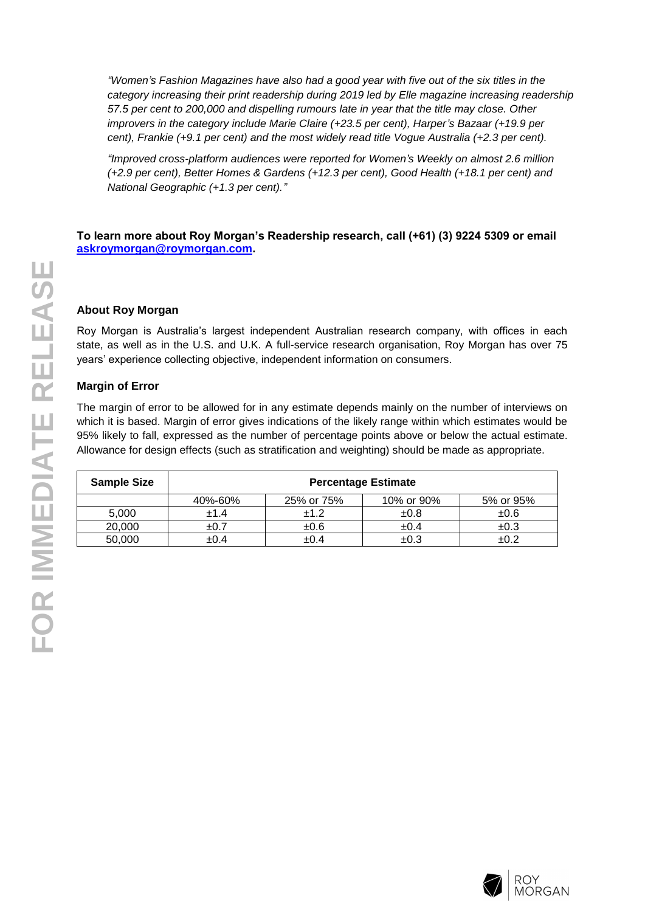*"Women's Fashion Magazines have also had a good year with five out of the six titles in the category increasing their print readership during 2019 led by Elle magazine increasing readership 57.5 per cent to 200,000 and dispelling rumours late in year that the title may close. Other improvers in the category include Marie Claire (+23.5 per cent), Harper's Bazaar (+19.9 per cent), Frankie (+9.1 per cent) and the most widely read title Vogue Australia (+2.3 per cent).*

*"Improved cross-platform audiences were reported for Women's Weekly on almost 2.6 million (+2.9 per cent), Better Homes & Gardens (+12.3 per cent), Good Health (+18.1 per cent) and National Geographic (+1.3 per cent)."*

**To learn more about Roy Morgan's Readership research, call (+61) (3) 9224 5309 or email [askroymorgan@roymorgan.com](mailto:askroymorgan@roymorgan.com).**

### About Roy Morgan

Roy Morgan is Australia's largest independent Australian research company, with offices in each state, as well as in the U.S. and U.K. A full-service research organisation, Roy Morgan has over 75 years' experience collecting objective, independent information on consumers.

### Margin of Error

The margin of error to be allowed for in any estimate depends mainly on the number of interviews on which it is based. Margin of error gives indications of the likely range within which estimates would be 95% likely to fall, expressed as the number of percentage points above or below the actual estimate. Allowance for design effects (such as stratification and weighting) should be made as appropriate.

| Sample Size | Percentage Estimate | | | |
|---|---|---|---|---|
| | 40%-60% | 25% or 75% | 10% or 90% | 5% or 95% |
| 5,000 | ±1.4 | ±1.2 | ±0.8 | ±0.6 |
| 20,000 | ±0.7 | ±0.6 | ±0.4 | ±0.3 |
| 50,000 | ±0.4 | ±0.4 | ±0.3 | ±0.2 |